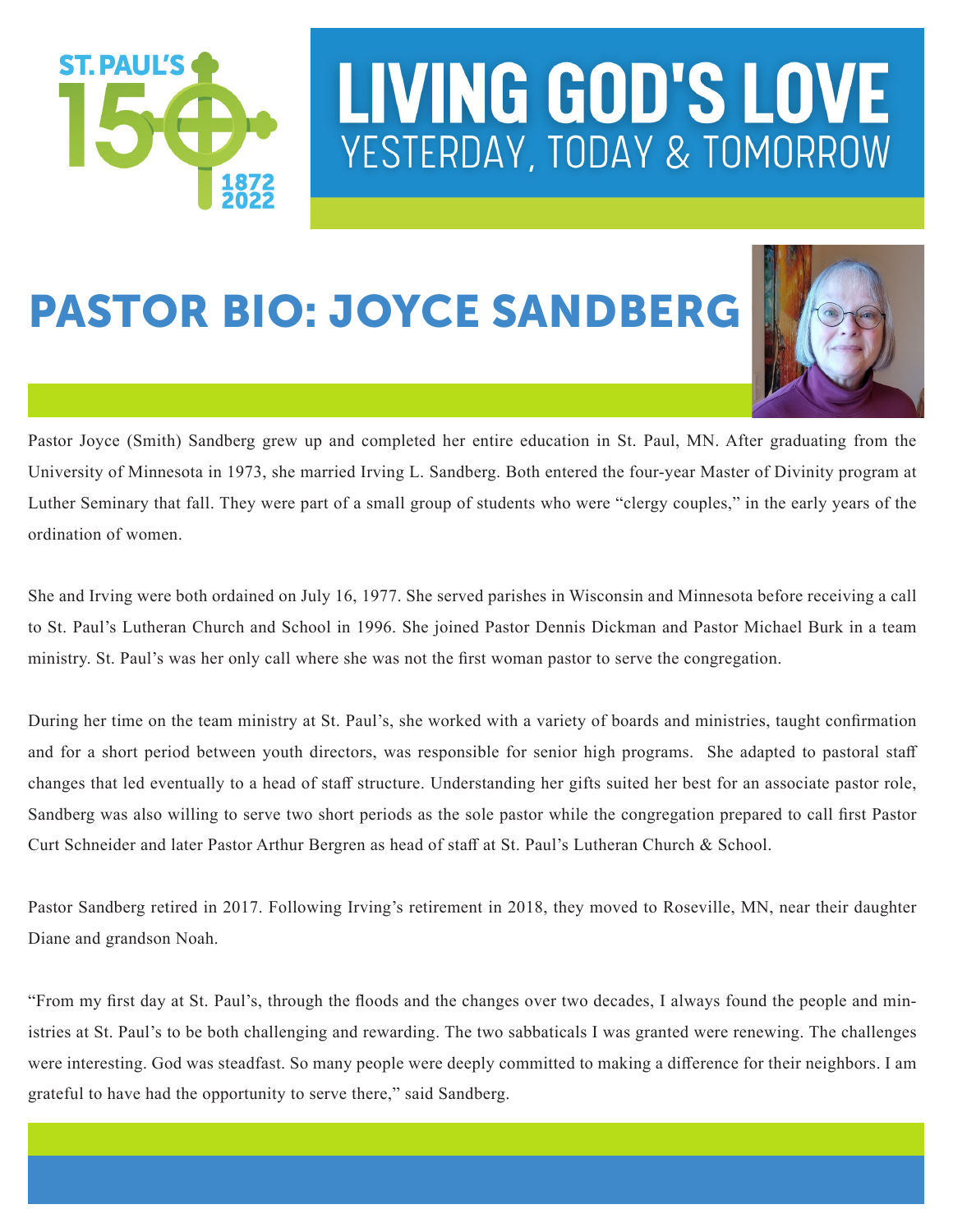ST. PAUL'S 150 1872 2022

# LIVING GOD'S LOVE
## YESTERDAY, TODAY & TOMORROW

# PASTOR BIO: JOYCE SANDBERG

Pastor Joyce (Smith) Sandberg grew up and completed her entire education in St. Paul, MN. After graduating from the University of Minnesota in 1973, she married Irving L. Sandberg. Both entered the four-year Master of Divinity program at Luther Seminary that fall. They were part of a small group of students who were "clergy couples," in the early years of the ordination of women.

She and Irving were both ordained on July 16, 1977. She served parishes in Wisconsin and Minnesota before receiving a call to St. Paul's Lutheran Church and School in 1996. She joined Pastor Dennis Dickman and Pastor Michael Burk in a team ministry. St. Paul's was her only call where she was not the first woman pastor to serve the congregation.

During her time on the team ministry at St. Paul's, she worked with a variety of boards and ministries, taught confirmation and for a short period between youth directors, was responsible for senior high programs. She adapted to pastoral staff changes that led eventually to a head of staff structure. Understanding her gifts suited her best for an associate pastor role, Sandberg was also willing to serve two short periods as the sole pastor while the congregation prepared to call first Pastor Curt Schneider and later Pastor Arthur Bergren as head of staff at St. Paul's Lutheran Church & School.

Pastor Sandberg retired in 2017. Following Irving's retirement in 2018, they moved to Roseville, MN, near their daughter Diane and grandson Noah.

"From my first day at St. Paul's, through the floods and the changes over two decades, I always found the people and ministries at St. Paul's to be both challenging and rewarding. The two sabbaticals I was granted were renewing. The challenges were interesting. God was steadfast. So many people were deeply committed to making a difference for their neighbors. I am grateful to have had the opportunity to serve there," said Sandberg.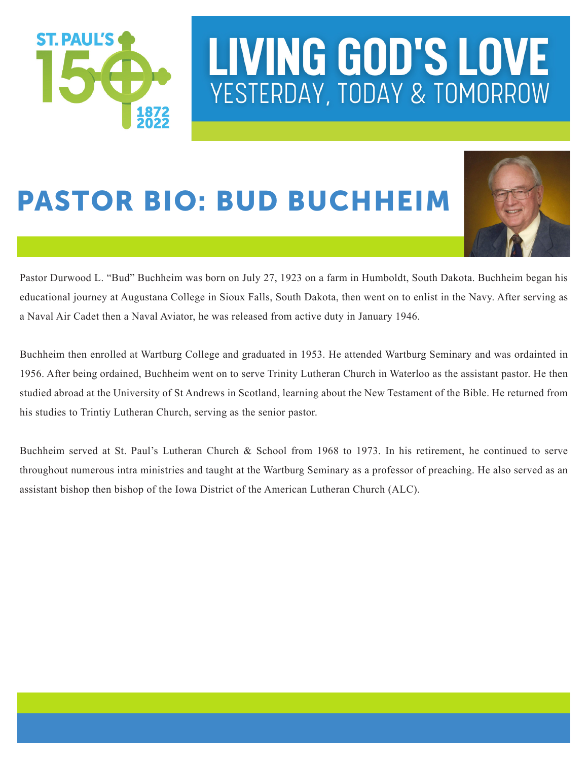ST. PAUL'S 150 1872 2022

# LIVING GOD'S LOVE
## YESTERDAY, TODAY & TOMORROW

# PASTOR BIO: BUD BUCHHEIM

Pastor Durwood L. "Bud" Buchheim was born on July 27, 1923 on a farm in Humboldt, South Dakota. Buchheim began his educational journey at Augustana College in Sioux Falls, South Dakota, then went on to enlist in the Navy. After serving as a Naval Air Cadet then a Naval Aviator, he was released from active duty in January 1946.

Buchheim then enrolled at Wartburg College and graduated in 1953. He attended Wartburg Seminary and was ordainted in 1956. After being ordained, Buchheim went on to serve Trinity Lutheran Church in Waterloo as the assistant pastor. He then studied abroad at the University of St Andrews in Scotland, learning about the New Testament of the Bible. He returned from his studies to Trintiy Lutheran Church, serving as the senior pastor.

Buchheim served at St. Paul's Lutheran Church & School from 1968 to 1973. In his retirement, he continued to serve throughout numerous intra ministries and taught at the Wartburg Seminary as a professor of preaching. He also served as an assistant bishop then bishop of the Iowa District of the American Lutheran Church (ALC).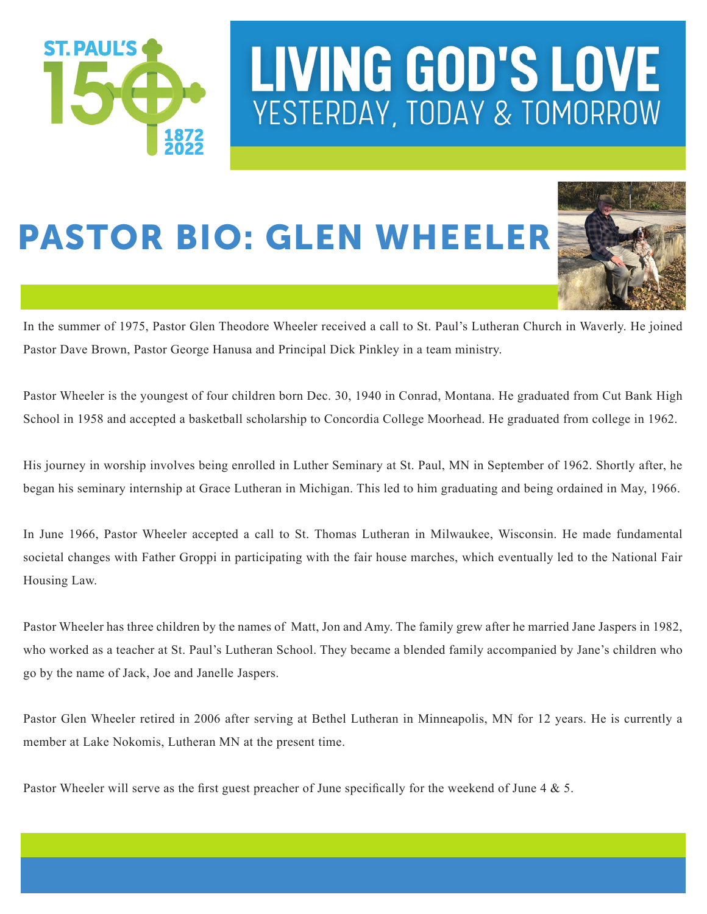ST. PAUL'S 150 1872 2022

# LIVING GOD'S LOVE
## YESTERDAY, TODAY & TOMORROW

# PASTOR BIO: GLEN WHEELER

In the summer of 1975, Pastor Glen Theodore Wheeler received a call to St. Paul's Lutheran Church in Waverly. He joined Pastor Dave Brown, Pastor George Hanusa and Principal Dick Pinkley in a team ministry.

Pastor Wheeler is the youngest of four children born Dec. 30, 1940 in Conrad, Montana. He graduated from Cut Bank High School in 1958 and accepted a basketball scholarship to Concordia College Moorhead. He graduated from college in 1962.

His journey in worship involves being enrolled in Luther Seminary at St. Paul, MN in September of 1962. Shortly after, he began his seminary internship at Grace Lutheran in Michigan. This led to him graduating and being ordained in May, 1966.

In June 1966, Pastor Wheeler accepted a call to St. Thomas Lutheran in Milwaukee, Wisconsin. He made fundamental societal changes with Father Groppi in participating with the fair house marches, which eventually led to the National Fair Housing Law.

Pastor Wheeler has three children by the names of Matt, Jon and Amy. The family grew after he married Jane Jaspers in 1982, who worked as a teacher at St. Paul's Lutheran School. They became a blended family accompanied by Jane's children who go by the name of Jack, Joe and Janelle Jaspers.

Pastor Glen Wheeler retired in 2006 after serving at Bethel Lutheran in Minneapolis, MN for 12 years. He is currently a member at Lake Nokomis, Lutheran MN at the present time.

Pastor Wheeler will serve as the first guest preacher of June specifically for the weekend of June 4 & 5.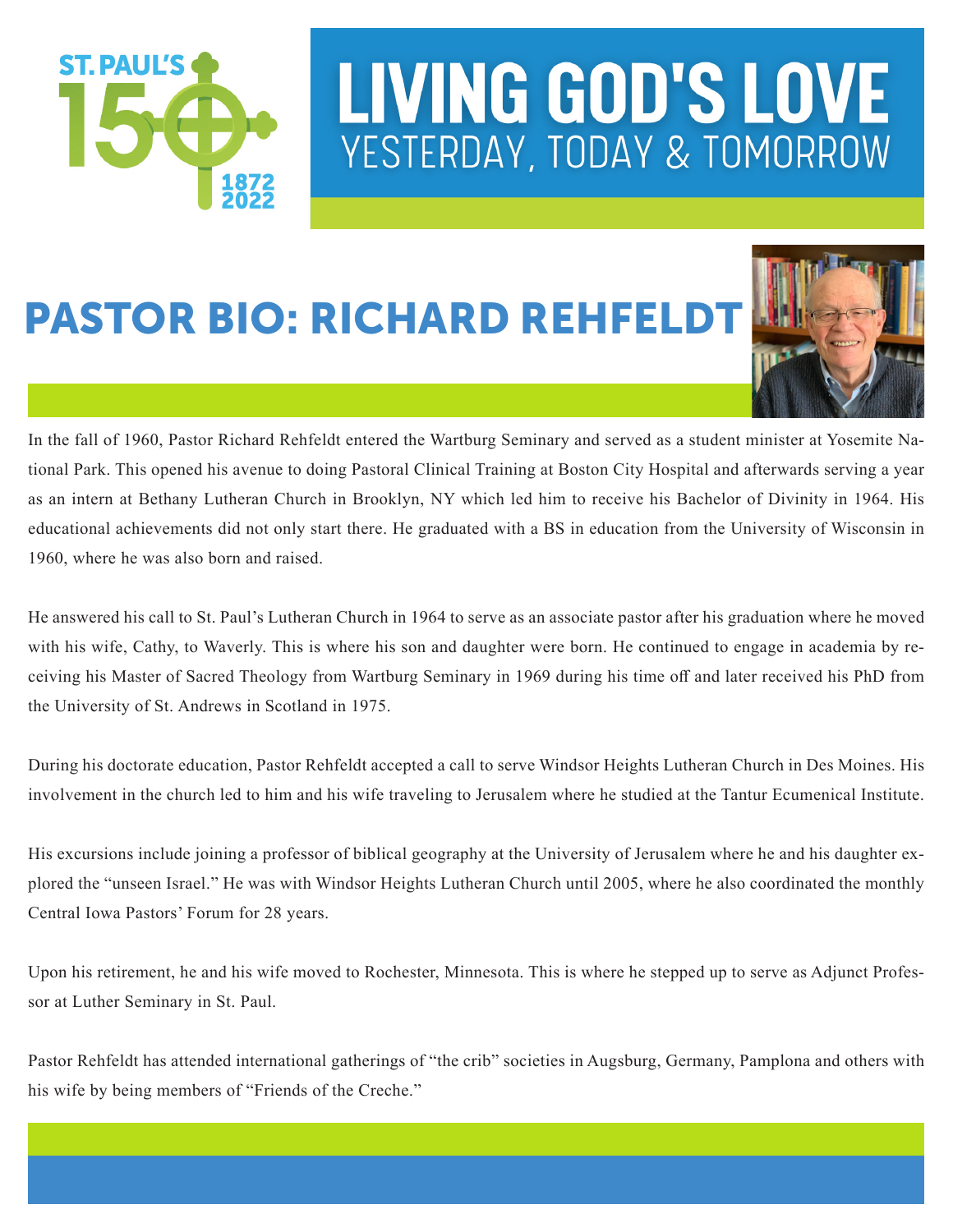ST. PAUL'S 150 1872 2022

# LIVING GOD'S LOVE
## YESTERDAY, TODAY & TOMORROW

# PASTOR BIO: RICHARD REHFELDT

In the fall of 1960, Pastor Richard Rehfeldt entered the Wartburg Seminary and served as a student minister at Yosemite National Park. This opened his avenue to doing Pastoral Clinical Training at Boston City Hospital and afterwards serving a year as an intern at Bethany Lutheran Church in Brooklyn, NY which led him to receive his Bachelor of Divinity in 1964. His educational achievements did not only start there. He graduated with a BS in education from the University of Wisconsin in 1960, where he was also born and raised.

He answered his call to St. Paul's Lutheran Church in 1964 to serve as an associate pastor after his graduation where he moved with his wife, Cathy, to Waverly. This is where his son and daughter were born. He continued to engage in academia by receiving his Master of Sacred Theology from Wartburg Seminary in 1969 during his time off and later received his PhD from the University of St. Andrews in Scotland in 1975.

During his doctorate education, Pastor Rehfeldt accepted a call to serve Windsor Heights Lutheran Church in Des Moines. His involvement in the church led to him and his wife traveling to Jerusalem where he studied at the Tantur Ecumenical Institute.

His excursions include joining a professor of biblical geography at the University of Jerusalem where he and his daughter explored the "unseen Israel." He was with Windsor Heights Lutheran Church until 2005, where he also coordinated the monthly Central Iowa Pastors' Forum for 28 years.

Upon his retirement, he and his wife moved to Rochester, Minnesota. This is where he stepped up to serve as Adjunct Professor at Luther Seminary in St. Paul.

Pastor Rehfeldt has attended international gatherings of "the crib" societies in Augsburg, Germany, Pamplona and others with his wife by being members of "Friends of the Creche."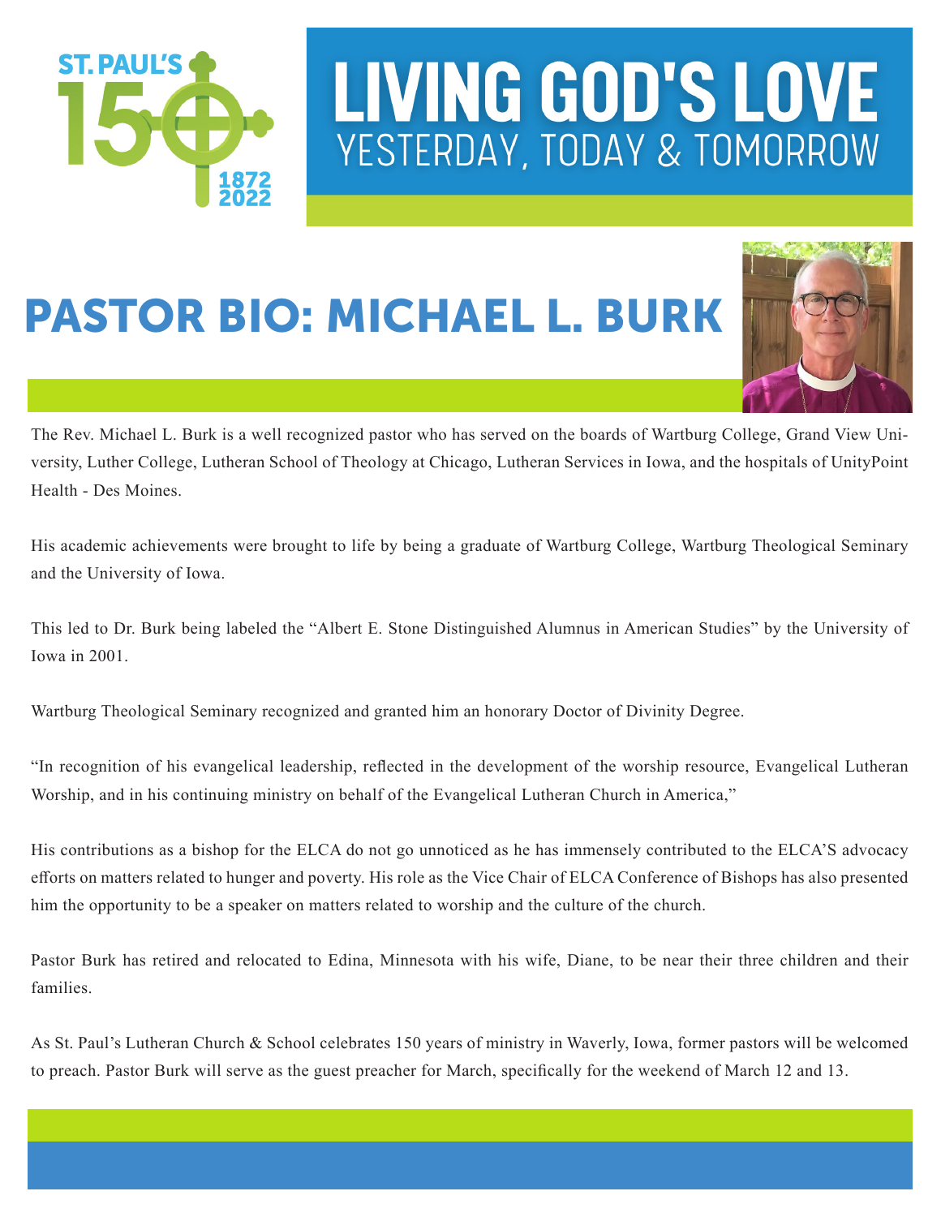ST. PAUL'S 150 1872 2022

# LIVING GOD'S LOVE

## YESTERDAY, TODAY & TOMORROW

# PASTOR BIO: MICHAEL L. BURK

The Rev. Michael L. Burk is a well recognized pastor who has served on the boards of Wartburg College, Grand View University, Luther College, Lutheran School of Theology at Chicago, Lutheran Services in Iowa, and the hospitals of UnityPoint Health - Des Moines.

His academic achievements were brought to life by being a graduate of Wartburg College, Wartburg Theological Seminary and the University of Iowa.

This led to Dr. Burk being labeled the "Albert E. Stone Distinguished Alumnus in American Studies" by the University of Iowa in 2001.

Wartburg Theological Seminary recognized and granted him an honorary Doctor of Divinity Degree.

"In recognition of his evangelical leadership, reflected in the development of the worship resource, Evangelical Lutheran Worship, and in his continuing ministry on behalf of the Evangelical Lutheran Church in America,"

His contributions as a bishop for the ELCA do not go unnoticed as he has immensely contributed to the ELCA'S advocacy efforts on matters related to hunger and poverty. His role as the Vice Chair of ELCA Conference of Bishops has also presented him the opportunity to be a speaker on matters related to worship and the culture of the church.

Pastor Burk has retired and relocated to Edina, Minnesota with his wife, Diane, to be near their three children and their families.

As St. Paul's Lutheran Church & School celebrates 150 years of ministry in Waverly, Iowa, former pastors will be welcomed to preach. Pastor Burk will serve as the guest preacher for March, specifically for the weekend of March 12 and 13.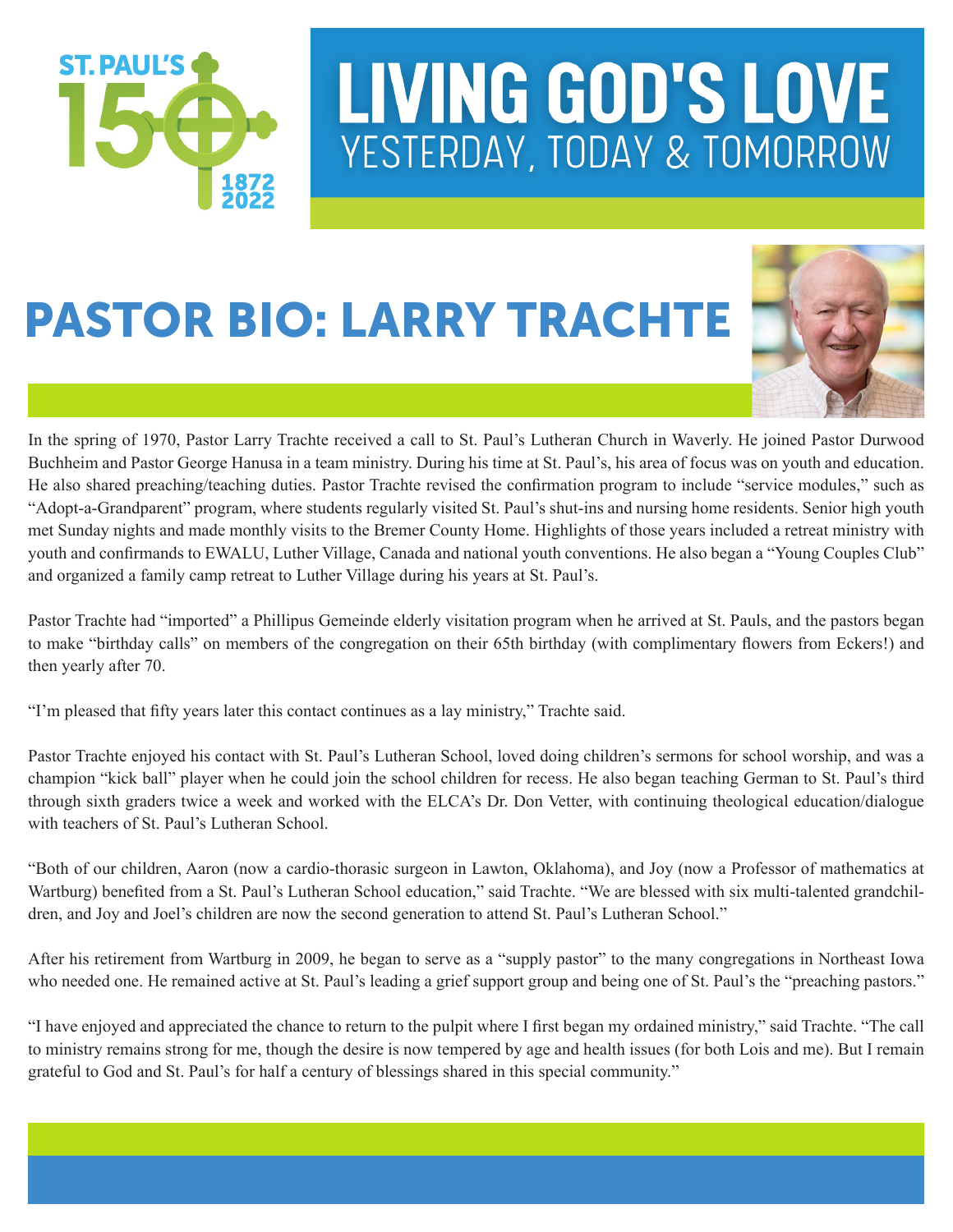ST. PAUL'S 150 1872 2022

# LIVING GOD'S LOVE
## YESTERDAY, TODAY & TOMORROW

# PASTOR BIO: LARRY TRACHTE

In the spring of 1970, Pastor Larry Trachte received a call to St. Paul's Lutheran Church in Waverly. He joined Pastor Durwood Buchheim and Pastor George Hanusa in a team ministry. During his time at St. Paul's, his area of focus was on youth and education. He also shared preaching/teaching duties. Pastor Trachte revised the confirmation program to include "service modules," such as "Adopt-a-Grandparent" program, where students regularly visited St. Paul's shut-ins and nursing home residents. Senior high youth met Sunday nights and made monthly visits to the Bremer County Home. Highlights of those years included a retreat ministry with youth and confirmands to EWALU, Luther Village, Canada and national youth conventions. He also began a "Young Couples Club" and organized a family camp retreat to Luther Village during his years at St. Paul's.

Pastor Trachte had "imported" a Phillipus Gemeinde elderly visitation program when he arrived at St. Pauls, and the pastors began to make "birthday calls" on members of the congregation on their 65th birthday (with complimentary flowers from Eckers!) and then yearly after 70.

"I'm pleased that fifty years later this contact continues as a lay ministry," Trachte said.

Pastor Trachte enjoyed his contact with St. Paul's Lutheran School, loved doing children's sermons for school worship, and was a champion "kick ball" player when he could join the school children for recess. He also began teaching German to St. Paul's third through sixth graders twice a week and worked with the ELCA's Dr. Don Vetter, with continuing theological education/dialogue with teachers of St. Paul's Lutheran School.

"Both of our children, Aaron (now a cardio-thorasic surgeon in Lawton, Oklahoma), and Joy (now a Professor of mathematics at Wartburg) benefited from a St. Paul's Lutheran School education," said Trachte. "We are blessed with six multi-talented grandchildren, and Joy and Joel's children are now the second generation to attend St. Paul's Lutheran School."

After his retirement from Wartburg in 2009, he began to serve as a "supply pastor" to the many congregations in Northeast Iowa who needed one. He remained active at St. Paul's leading a grief support group and being one of St. Paul's the "preaching pastors."

"I have enjoyed and appreciated the chance to return to the pulpit where I first began my ordained ministry," said Trachte. "The call to ministry remains strong for me, though the desire is now tempered by age and health issues (for both Lois and me). But I remain grateful to God and St. Paul's for half a century of blessings shared in this special community."